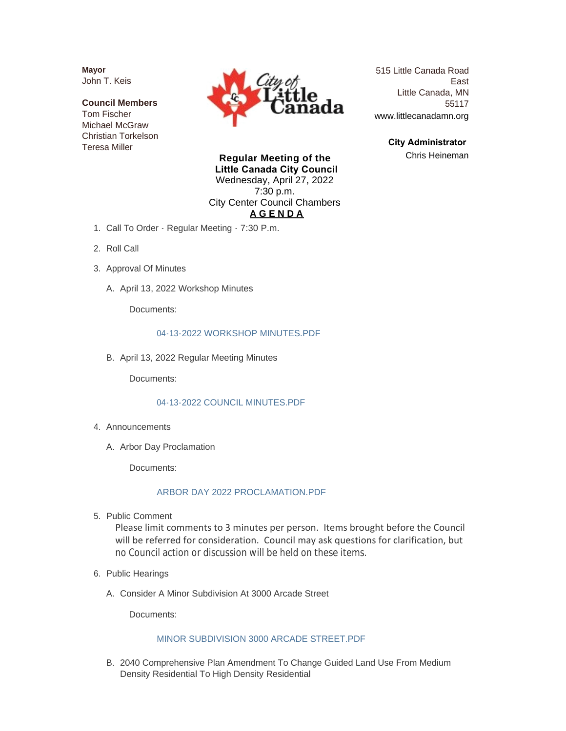**Mayor**
John T. Keis

**Council Members**
Tom Fischer
Michael McGraw
Christian Torkelson
Teresa Miller

515 Little Canada Road East
Little Canada, MN 55117
www.littlecanadamn.org

**City Administrator**
Chris Heineman

**Regular Meeting of the**
**Little Canada City Council**
Wednesday, April 27, 2022
7:30 p.m.
City Center Council Chambers
**A G E N D A**

1. Call To Order - Regular Meeting - 7:30 P.m.

2. Roll Call

3. Approval Of Minutes

   A. April 13, 2022 Workshop Minutes

      Documents:

      04-13-2022 WORKSHOP MINUTES.PDF

   B. April 13, 2022 Regular Meeting Minutes

      Documents:

      04-13-2022 COUNCIL MINUTES.PDF

4. Announcements

   A. Arbor Day Proclamation

      Documents:

      ARBOR DAY 2022 PROCLAMATION.PDF

5. Public Comment

   Please limit comments to 3 minutes per person. Items brought before the Council will be referred for consideration. Council may ask questions for clarification, but no Council action or discussion will be held on these items.

6. Public Hearings

   A. Consider A Minor Subdivision At 3000 Arcade Street

      Documents:

      MINOR SUBDIVISION 3000 ARCADE STREET.PDF

   B. 2040 Comprehensive Plan Amendment To Change Guided Land Use From Medium Density Residential To High Density Residential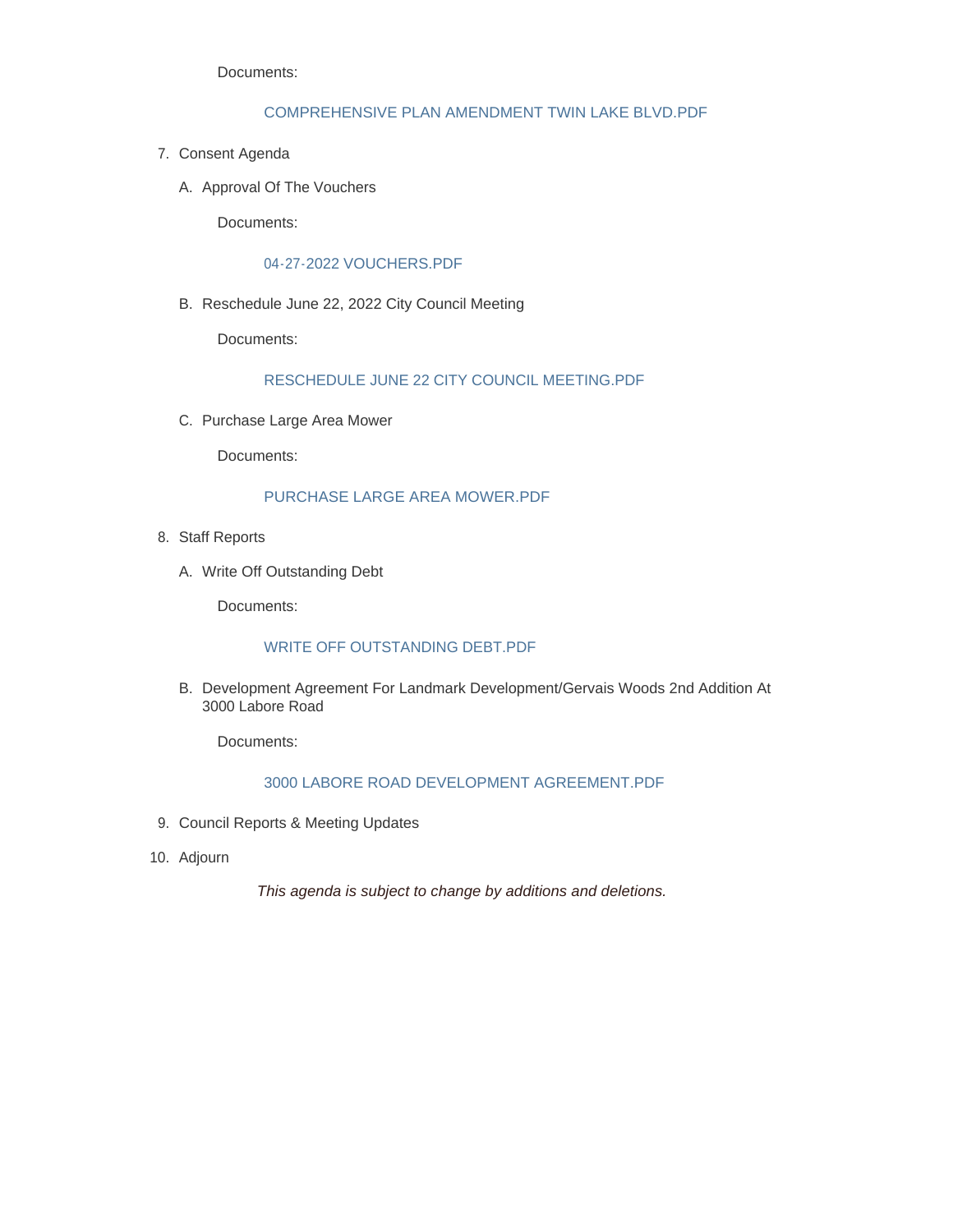Documents:

COMPREHENSIVE PLAN AMENDMENT TWIN LAKE BLVD.PDF

7. Consent Agenda

   A. Approval Of The Vouchers

      Documents:

      04-27-2022 VOUCHERS.PDF

   B. Reschedule June 22, 2022 City Council Meeting

      Documents:

      RESCHEDULE JUNE 22 CITY COUNCIL MEETING.PDF

   C. Purchase Large Area Mower

      Documents:

      PURCHASE LARGE AREA MOWER.PDF

8. Staff Reports

   A. Write Off Outstanding Debt

      Documents:

      WRITE OFF OUTSTANDING DEBT.PDF

   B. Development Agreement For Landmark Development/Gervais Woods 2nd Addition At 3000 Labore Road

      Documents:

      3000 LABORE ROAD DEVELOPMENT AGREEMENT.PDF

9. Council Reports & Meeting Updates

10. Adjourn

*This agenda is subject to change by additions and deletions.*